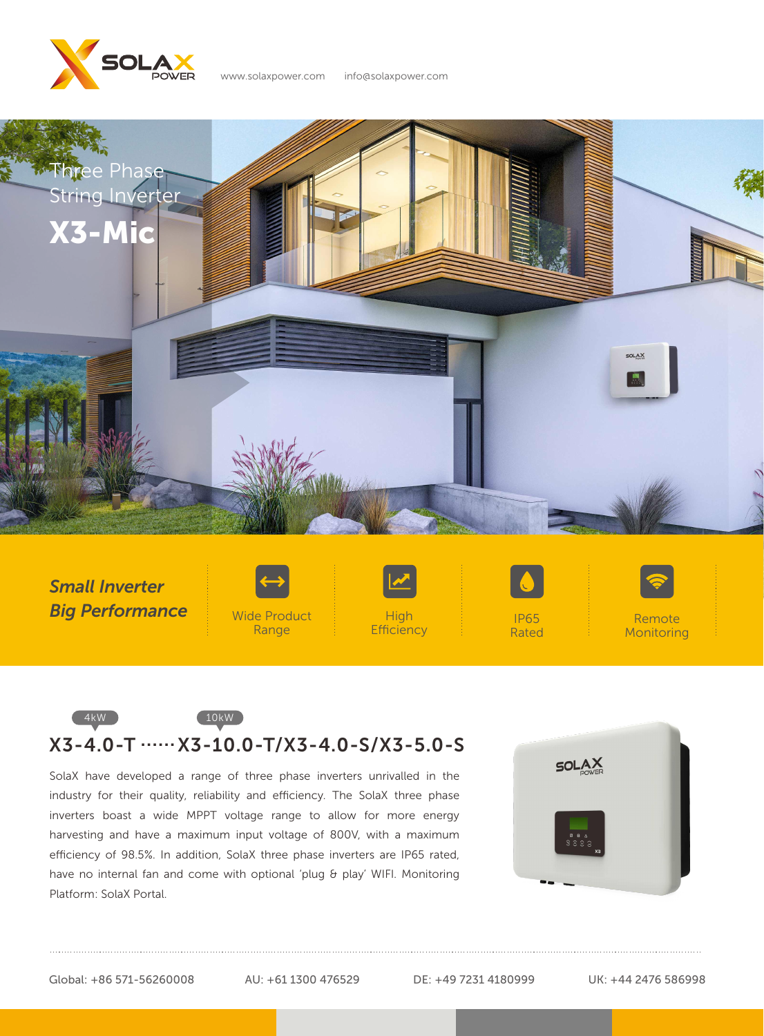SOLAX POWER

www.solaxpower.com info@solaxpower.com

Three Phase String Inverter

# X3-Mic

***Small Inverter Big Performance***

- Wide Product Range
- High Efficiency
- IP65 Rated
- Remote Monitoring

4kW 10kW

## X3-4.0-T ······ X3-10.0-T/X3-4.0-S/X3-5.0-S

SolaX have developed a range of three phase inverters unrivalled in the industry for their quality, reliability and efficiency. The SolaX three phase inverters boast a wide MPPT voltage range to allow for more energy harvesting and have a maximum input voltage of 800V, with a maximum efficiency of 98.5%. In addition, SolaX three phase inverters are IP65 rated, have no internal fan and come with optional 'plug & play' WIFI. Monitoring Platform: SolaX Portal.

Global: +86 571-56260008 AU: +61 1300 476529 DE: +49 7231 4180999 UK: +44 2476 586998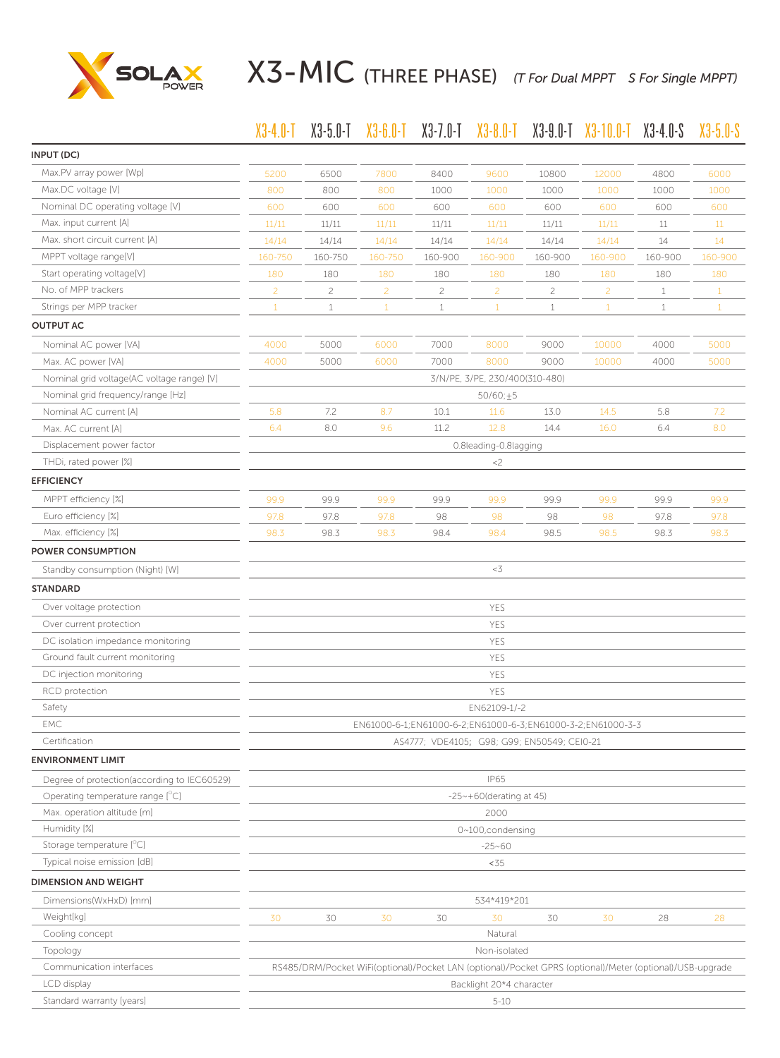# X3-MIC (THREE PHASE) *(T For Dual MPPT S For Single MPPT)*

| | X3-4.0-T | X3-5.0-T | X3-6.0-T | X3-7.0-T | X3-8.0-T | X3-9.0-T | X3-10.0-T | X3-4.0-S | X3-5.0-S |
|---|---|---|---|---|---|---|---|---|---|
| **INPUT (DC)** | | | | | | | | | |
| Max.PV array power [Wp] | 5200 | 6500 | 7800 | 8400 | 9600 | 10800 | 12000 | 4800 | 6000 |
| Max.DC voltage [V] | 800 | 800 | 800 | 1000 | 1000 | 1000 | 1000 | 1000 | 1000 |
| Nominal DC operating voltage [V] | 600 | 600 | 600 | 600 | 600 | 600 | 600 | 600 | 600 |
| Max. input current [A] | 11/11 | 11/11 | 11/11 | 11/11 | 11/11 | 11/11 | 11/11 | 11 | 11 |
| Max. short circuit current [A] | 14/14 | 14/14 | 14/14 | 14/14 | 14/14 | 14/14 | 14/14 | 14 | 14 |
| MPPT voltage range[V] | 160-750 | 160-750 | 160-750 | 160-900 | 160-900 | 160-900 | 160-900 | 160-900 | 160-900 |
| Start operating voltage[V] | 180 | 180 | 180 | 180 | 180 | 180 | 180 | 180 | 180 |
| No. of MPP trackers | 2 | 2 | 2 | 2 | 2 | 2 | 2 | 1 | 1 |
| Strings per MPP tracker | 1 | 1 | 1 | 1 | 1 | 1 | 1 | 1 | 1 |
| **OUTPUT AC** | | | | | | | | | |
| Nominal AC power [VA] | 4000 | 5000 | 6000 | 7000 | 8000 | 9000 | 10000 | 4000 | 5000 |
| Max. AC power [VA] | 4000 | 5000 | 6000 | 7000 | 8000 | 9000 | 10000 | 4000 | 5000 |
| Nominal grid voltage(AC voltage range) [V] | 3/N/PE, 3/PE, 230/400(310-480) | | | | | | | | |
| Nominal grid frequency/range [Hz] | 50/60;±5 | | | | | | | | |
| Nominal AC current [A] | 5.8 | 7.2 | 8.7 | 10.1 | 11.6 | 13.0 | 14.5 | 5.8 | 7.2 |
| Max. AC current [A] | 6.4 | 8.0 | 9.6 | 11.2 | 12.8 | 14.4 | 16.0 | 6.4 | 8.0 |
| Displacement power factor | 0.8leading-0.8lagging | | | | | | | | |
| THDi, rated power [%] | <2 | | | | | | | | |
| **EFFICIENCY** | | | | | | | | | |
| MPPT efficiency [%] | 99.9 | 99.9 | 99.9 | 99.9 | 99.9 | 99.9 | 99.9 | 99.9 | 99.9 |
| Euro efficiency [%] | 97.8 | 97.8 | 97.8 | 98 | 98 | 98 | 98 | 97.8 | 97.8 |
| Max. efficiency [%] | 98.3 | 98.3 | 98.3 | 98.4 | 98.4 | 98.5 | 98.5 | 98.3 | 98.3 |
| **POWER CONSUMPTION** | | | | | | | | | |
| Standby consumption (Night) [W] | <3 | | | | | | | | |
| **STANDARD** | | | | | | | | | |
| Over voltage protection | YES | | | | | | | | |
| Over current protection | YES | | | | | | | | |
| DC isolation impedance monitoring | YES | | | | | | | | |
| Ground fault current monitoring | YES | | | | | | | | |
| DC injection monitoring | YES | | | | | | | | |
| RCD protection | YES | | | | | | | | |
| Safety | EN62109-1/-2 | | | | | | | | |
| EMC | EN61000-6-1;EN61000-6-2;EN61000-6-3;EN61000-3-2;EN61000-3-3 | | | | | | | | |
| Certification | AS4777; VDE4105; G98; G99; EN50549; CEI0-21 | | | | | | | | |
| **ENVIRONMENT LIMIT** | | | | | | | | | |
| Degree of protection(according to IEC60529) | IP65 | | | | | | | | |
| Operating temperature range [°C] | -25~+60(derating at 45) | | | | | | | | |
| Max. operation altitude [m] | 2000 | | | | | | | | |
| Humidity [%] | 0~100,condensing | | | | | | | | |
| Storage temperature [°C] | -25~60 | | | | | | | | |
| Typical noise emission [dB] | <35 | | | | | | | | |
| **DIMENSION AND WEIGHT** | | | | | | | | | |
| Dimensions(WxHxD) [mm] | 534*419*201 | | | | | | | | |
| Weight[kg] | 30 | 30 | 30 | 30 | 30 | 30 | 30 | 28 | 28 |
| Cooling concept | Natural | | | | | | | | |
| Topology | Non-isolated | | | | | | | | |
| Communication interfaces | RS485/DRM/Pocket WiFi(optional)/Pocket LAN (optional)/Pocket GPRS (optional)/Meter (optional)/USB-upgrade | | | | | | | | |
| LCD display | Backlight 20*4 character | | | | | | | | |
| Standard warranty [years] | 5-10 | | | | | | | | |